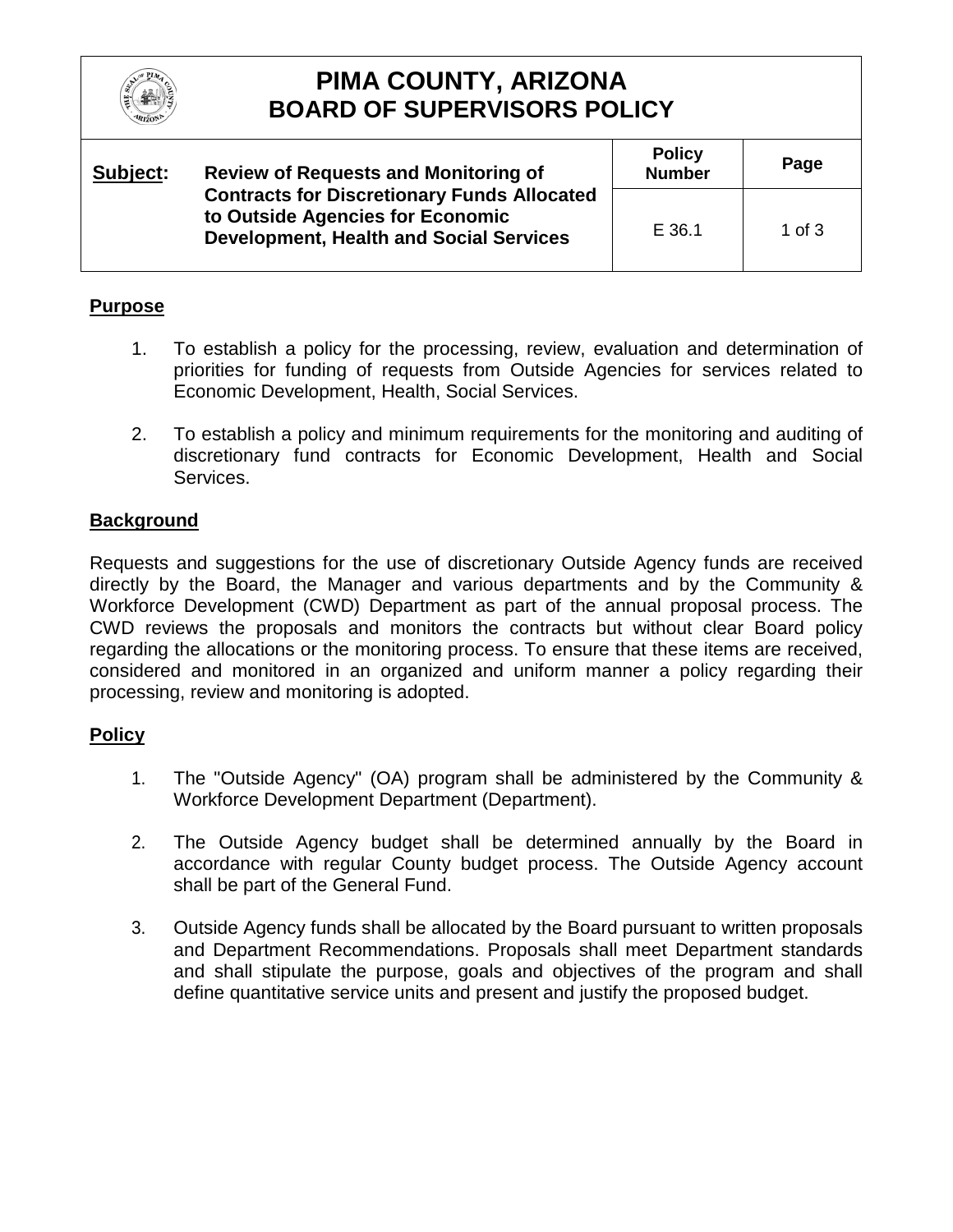# PIMA COUNTY, ARIZONA
## BOARD OF SUPERVISORS POLICY

| Subject: | Review of Requests and Monitoring of Contracts for Discretionary Funds Allocated to Outside Agencies for Economic Development, Health and Social Services | Policy Number | Page |
|---|---|---|---|
| | | E 36.1 | 1 of 3 |

**Purpose**

1. To establish a policy for the processing, review, evaluation and determination of priorities for funding of requests from Outside Agencies for services related to Economic Development, Health, Social Services.

2. To establish a policy and minimum requirements for the monitoring and auditing of discretionary fund contracts for Economic Development, Health and Social Services.

**Background**

Requests and suggestions for the use of discretionary Outside Agency funds are received directly by the Board, the Manager and various departments and by the Community & Workforce Development (CWD) Department as part of the annual proposal process. The CWD reviews the proposals and monitors the contracts but without clear Board policy regarding the allocations or the monitoring process. To ensure that these items are received, considered and monitored in an organized and uniform manner a policy regarding their processing, review and monitoring is adopted.

**Policy**

1. The "Outside Agency" (OA) program shall be administered by the Community & Workforce Development Department (Department).

2. The Outside Agency budget shall be determined annually by the Board in accordance with regular County budget process. The Outside Agency account shall be part of the General Fund.

3. Outside Agency funds shall be allocated by the Board pursuant to written proposals and Department Recommendations. Proposals shall meet Department standards and shall stipulate the purpose, goals and objectives of the program and shall define quantitative service units and present and justify the proposed budget.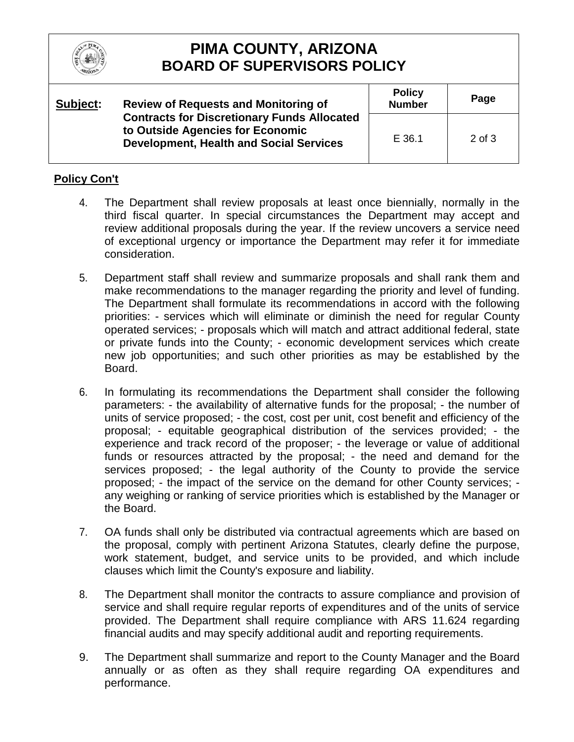**Policy Con't**

4. The Department shall review proposals at least once biennially, normally in the third fiscal quarter. In special circumstances the Department may accept and review additional proposals during the year. If the review uncovers a service need of exceptional urgency or importance the Department may refer it for immediate consideration.

5. Department staff shall review and summarize proposals and shall rank them and make recommendations to the manager regarding the priority and level of funding. The Department shall formulate its recommendations in accord with the following priorities: - services which will eliminate or diminish the need for regular County operated services; - proposals which will match and attract additional federal, state or private funds into the County; - economic development services which create new job opportunities; and such other priorities as may be established by the Board.

6. In formulating its recommendations the Department shall consider the following parameters: - the availability of alternative funds for the proposal; - the number of units of service proposed; - the cost, cost per unit, cost benefit and efficiency of the proposal; - equitable geographical distribution of the services provided; - the experience and track record of the proposer; - the leverage or value of additional funds or resources attracted by the proposal; - the need and demand for the services proposed; - the legal authority of the County to provide the service proposed; - the impact of the service on the demand for other County services; - any weighing or ranking of service priorities which is established by the Manager or the Board.

7. OA funds shall only be distributed via contractual agreements which are based on the proposal, comply with pertinent Arizona Statutes, clearly define the purpose, work statement, budget, and service units to be provided, and which include clauses which limit the County's exposure and liability.

8. The Department shall monitor the contracts to assure compliance and provision of service and shall require regular reports of expenditures and of the units of service provided. The Department shall require compliance with ARS 11.624 regarding financial audits and may specify additional audit and reporting requirements.

9. The Department shall summarize and report to the County Manager and the Board annually or as often as they shall require regarding OA expenditures and performance.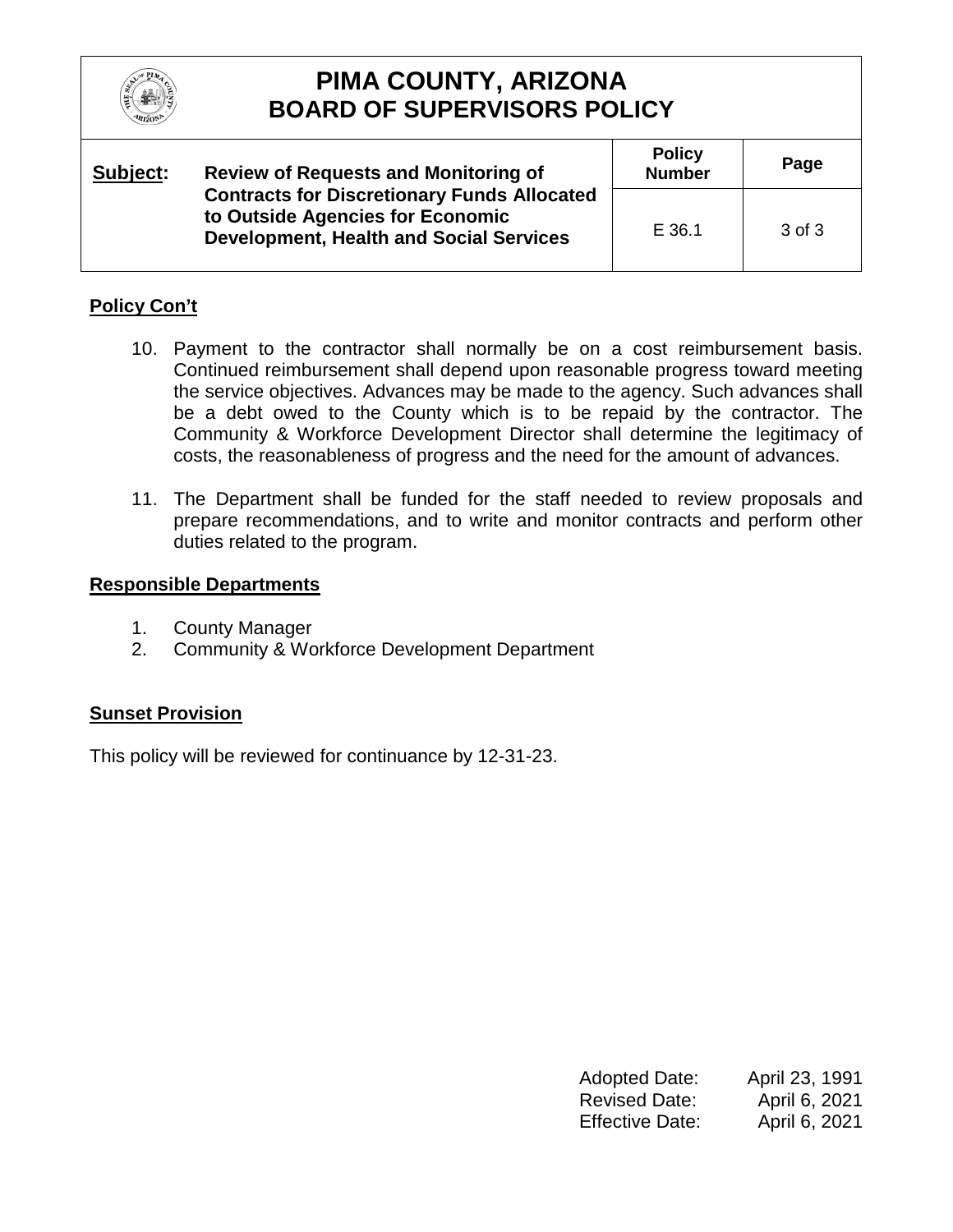# PIMA COUNTY, ARIZONA
## BOARD OF SUPERVISORS POLICY

| Subject: | Review of Requests and Monitoring of Contracts for Discretionary Funds Allocated to Outside Agencies for Economic Development, Health and Social Services | Policy Number | Page |
|---|---|---|---|
| | | E 36.1 | 3 of 3 |

**Policy Con't**

10. Payment to the contractor shall normally be on a cost reimbursement basis. Continued reimbursement shall depend upon reasonable progress toward meeting the service objectives. Advances may be made to the agency. Such advances shall be a debt owed to the County which is to be repaid by the contractor. The Community & Workforce Development Director shall determine the legitimacy of costs, the reasonableness of progress and the need for the amount of advances.

11. The Department shall be funded for the staff needed to review proposals and prepare recommendations, and to write and monitor contracts and perform other duties related to the program.

**Responsible Departments**

1. County Manager
2. Community & Workforce Development Department

**Sunset Provision**

This policy will be reviewed for continuance by 12-31-23.

| | |
|---|---|
| Adopted Date: | April 23, 1991 |
| Revised Date: | April 6, 2021 |
| Effective Date: | April 6, 2021 |